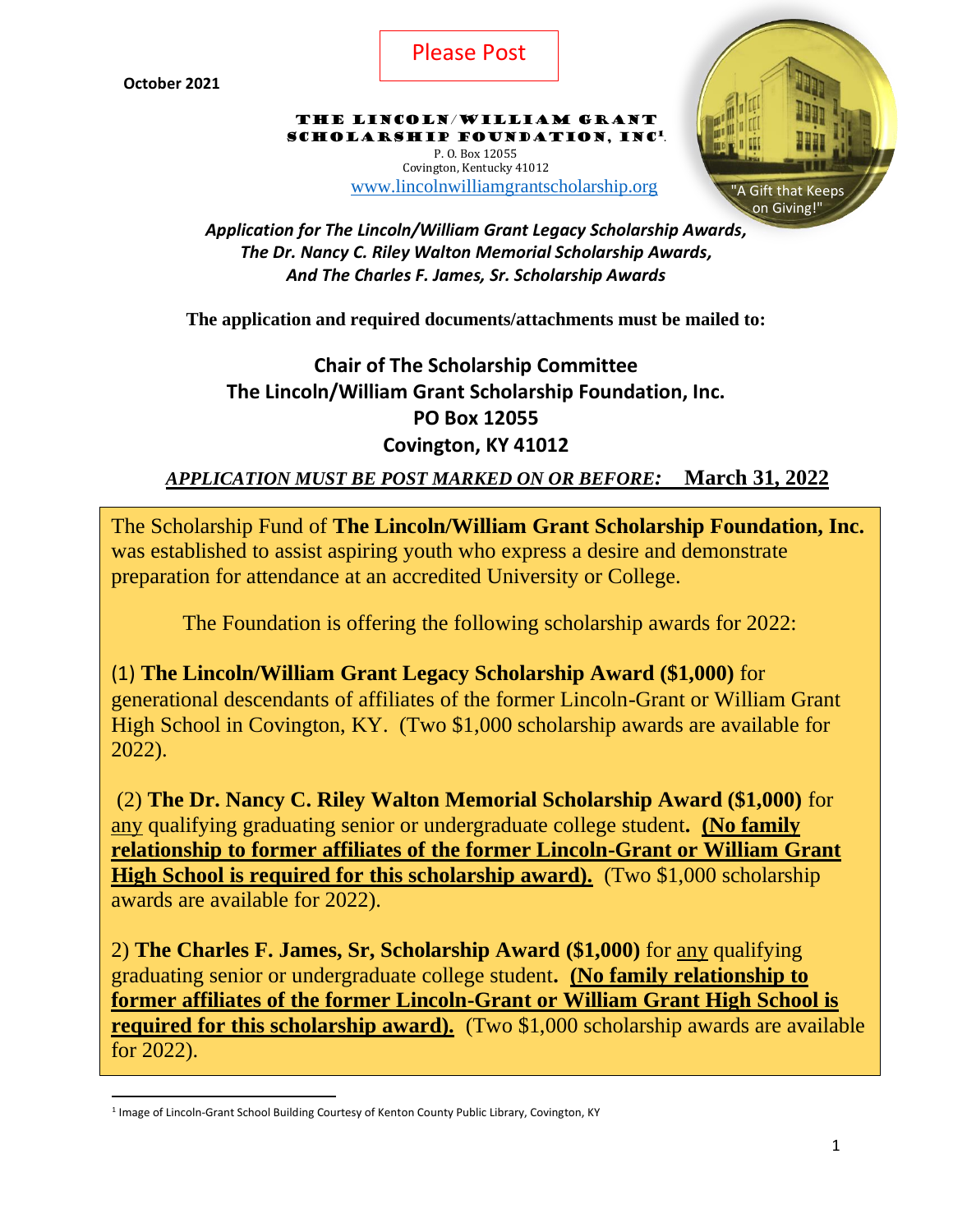October 2021

Please Post

**THE LINCOLN/WILLIAM GRANT SCHOLARSHIP FOUNDATION, INC**[1].

P. O. Box 12055
Covington, Kentucky 41012
www.lincolnwilliamgrantscholarship.org

"A Gift that Keeps on Giving!"

***Application for The Lincoln/William Grant Legacy Scholarship Awards, The Dr. Nancy C. Riley Walton Memorial Scholarship Awards, And The Charles F. James, Sr. Scholarship Awards***

**The application and required documents/attachments must be mailed to:**

**Chair of The Scholarship Committee**
**The Lincoln/William Grant Scholarship Foundation, Inc.**
**PO Box 12055**
**Covington, KY 41012**

***APPLICATION MUST BE POST MARKED ON OR BEFORE:*** **March 31, 2022**

The Scholarship Fund of **The Lincoln/William Grant Scholarship Foundation, Inc.** was established to assist aspiring youth who express a desire and demonstrate preparation for attendance at an accredited University or College.

The Foundation is offering the following scholarship awards for 2022:

(1) **The Lincoln/William Grant Legacy Scholarship Award ($1,000)** for generational descendants of affiliates of the former Lincoln-Grant or William Grant High School in Covington, KY. (Two $1,000 scholarship awards are available for 2022).

(2) **The Dr. Nancy C. Riley Walton Memorial Scholarship Award ($1,000)** for any qualifying graduating senior or undergraduate college student**. (No family relationship to former affiliates of the former Lincoln-Grant or William Grant High School is required for this scholarship award).** (Two $1,000 scholarship awards are available for 2022).

2) **The Charles F. James, Sr, Scholarship Award ($1,000)** for any qualifying graduating senior or undergraduate college student**. (No family relationship to former affiliates of the former Lincoln-Grant or William Grant High School is required for this scholarship award).** (Two $1,000 scholarship awards are available for 2022).

[1] Image of Lincoln-Grant School Building Courtesy of Kenton County Public Library, Covington, KY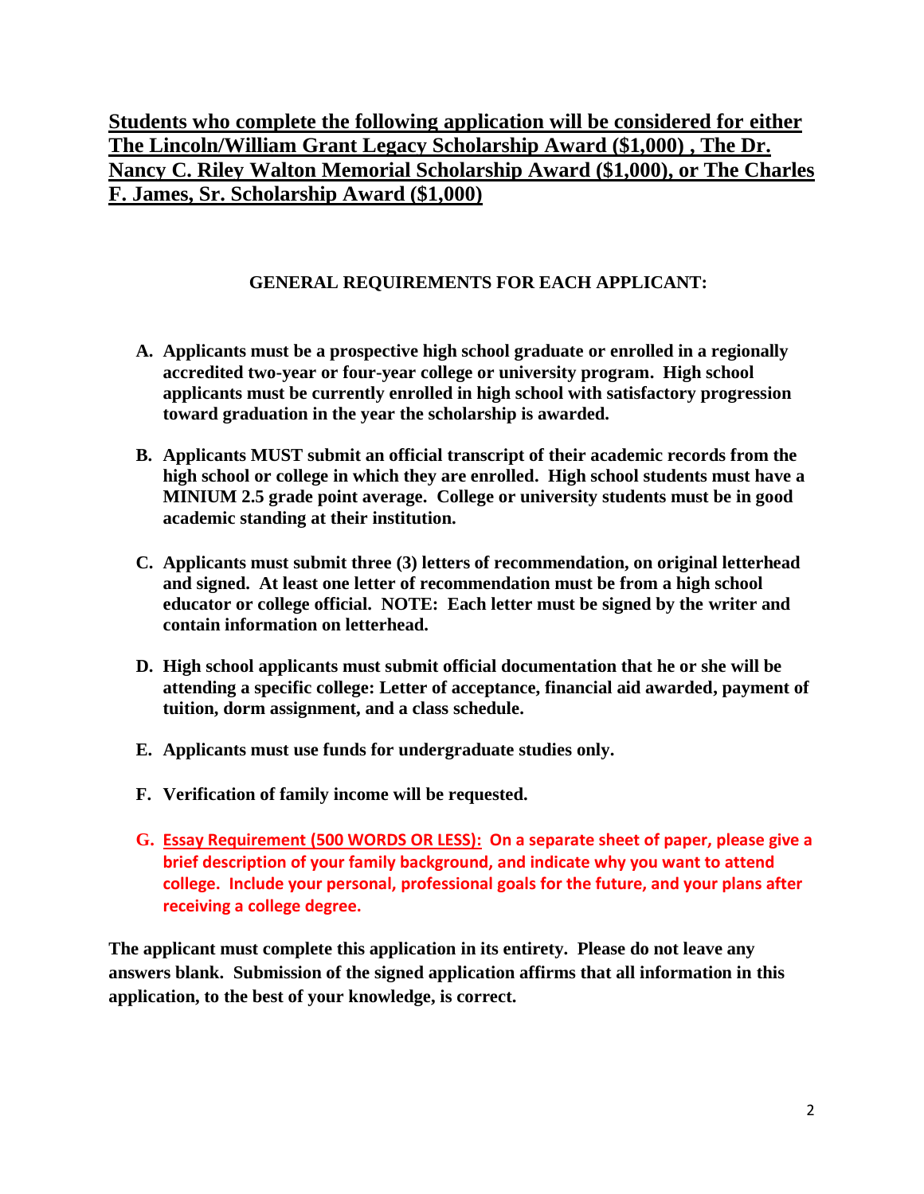**Students who complete the following application will be considered for either The Lincoln/William Grant Legacy Scholarship Award ($1,000) , The Dr. Nancy C. Riley Walton Memorial Scholarship Award ($1,000), or The Charles F. James, Sr. Scholarship Award ($1,000)**

**GENERAL REQUIREMENTS FOR EACH APPLICANT:**

A. **Applicants must be a prospective high school graduate or enrolled in a regionally accredited two-year or four-year college or university program. High school applicants must be currently enrolled in high school with satisfactory progression toward graduation in the year the scholarship is awarded.**

B. **Applicants MUST submit an official transcript of their academic records from the high school or college in which they are enrolled. High school students must have a MINIUM 2.5 grade point average. College or university students must be in good academic standing at their institution.**

C. **Applicants must submit three (3) letters of recommendation, on original letterhead and signed. At least one letter of recommendation must be from a high school educator or college official. NOTE: Each letter must be signed by the writer and contain information on letterhead.**

D. **High school applicants must submit official documentation that he or she will be attending a specific college: Letter of acceptance, financial aid awarded, payment of tuition, dorm assignment, and a class schedule.**

E. **Applicants must use funds for undergraduate studies only.**

F. **Verification of family income will be requested.**

G. **Essay Requirement (500 WORDS OR LESS): On a separate sheet of paper, please give a brief description of your family background, and indicate why you want to attend college. Include your personal, professional goals for the future, and your plans after receiving a college degree.**

**The applicant must complete this application in its entirety. Please do not leave any answers blank. Submission of the signed application affirms that all information in this application, to the best of your knowledge, is correct.**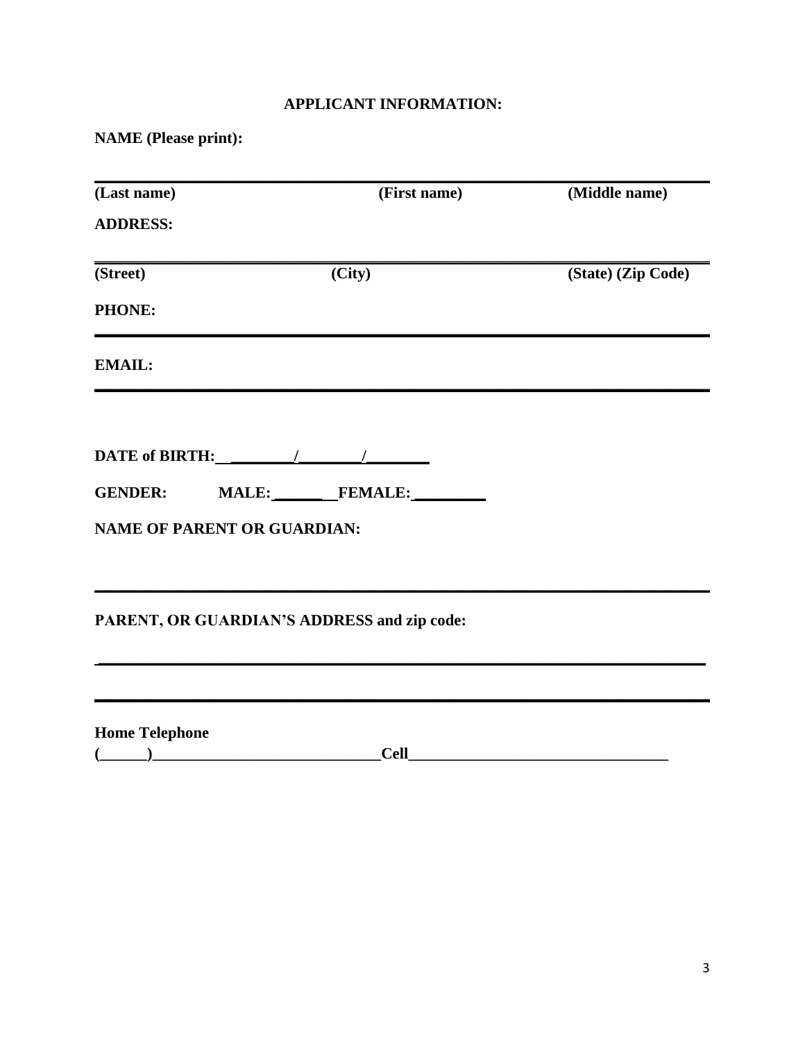**APPLICANT INFORMATION:**

**NAME (Please print):**

______________________________________________________________________

**(Last name)** **(First name)** **(Middle name)**

**ADDRESS:**

______________________________________________________________________

**(Street)** **(City)** **(State) (Zip Code)**

**PHONE:**

______________________________________________________________________

**EMAIL:**

______________________________________________________________________

**DATE of BIRTH:** ________/________/________

**GENDER:** **MALE:** _______ **FEMALE:** _________

**NAME OF PARENT OR GUARDIAN:**

______________________________________________________________________

**PARENT, OR GUARDIAN'S ADDRESS and zip code:**

______________________________________________________________________

______________________________________________________________________

**Home Telephone**

**(______)_____________________________Cell_________________________________**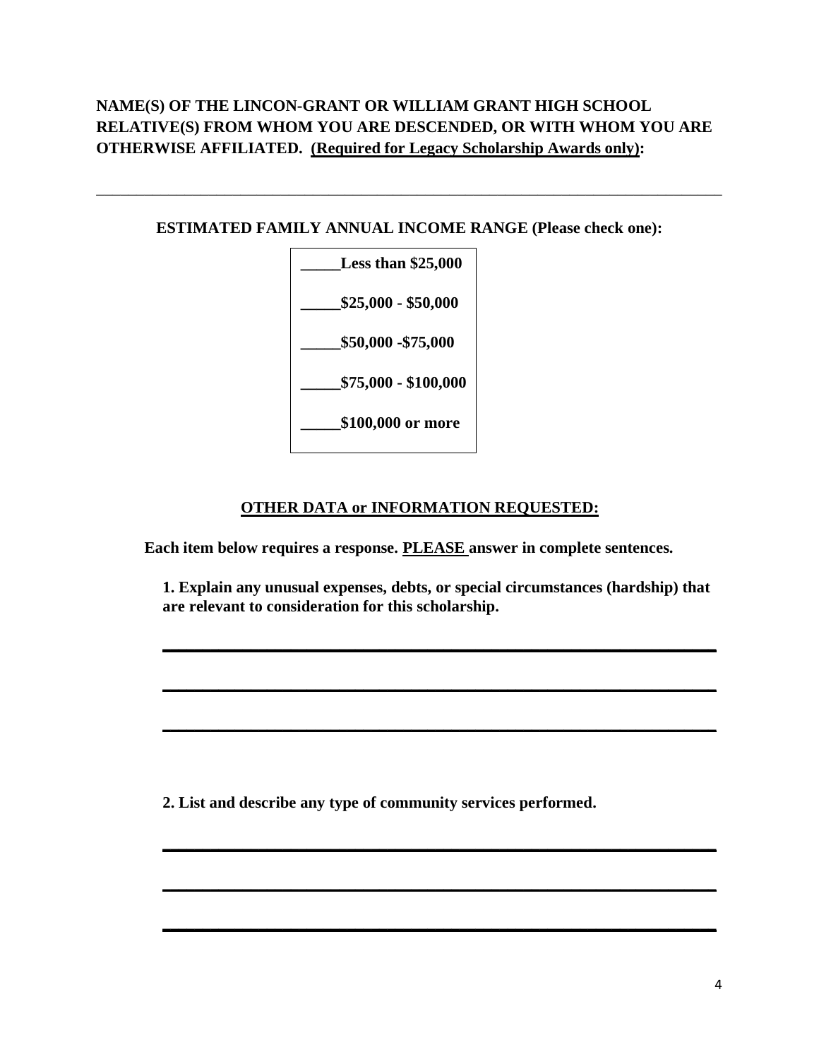**NAME(S) OF THE LINCON-GRANT OR WILLIAM GRANT HIGH SCHOOL RELATIVE(S) FROM WHOM YOU ARE DESCENDED, OR WITH WHOM YOU ARE OTHERWISE AFFILIATED. <u>(Required for Legacy Scholarship Awards only)</u>:**

_______________________________________________________________________________

**ESTIMATED FAMILY ANNUAL INCOME RANGE (Please check one):**

**_____Less than $25,000**

**_____$25,000 - $50,000**

**_____$50,000 -$75,000**

**_____$75,000 - $100,000**

**_____$100,000 or more**

**<u>OTHER DATA or INFORMATION REQUESTED:</u>**

**Each item below requires a response. <u>PLEASE</u> answer in complete sentences.**

**1. Explain any unusual expenses, debts, or special circumstances (hardship) that are relevant to consideration for this scholarship.**

_______________________________________________________________

_______________________________________________________________

_______________________________________________________________

**2. List and describe any type of community services performed.**

_______________________________________________________________

_______________________________________________________________

_______________________________________________________________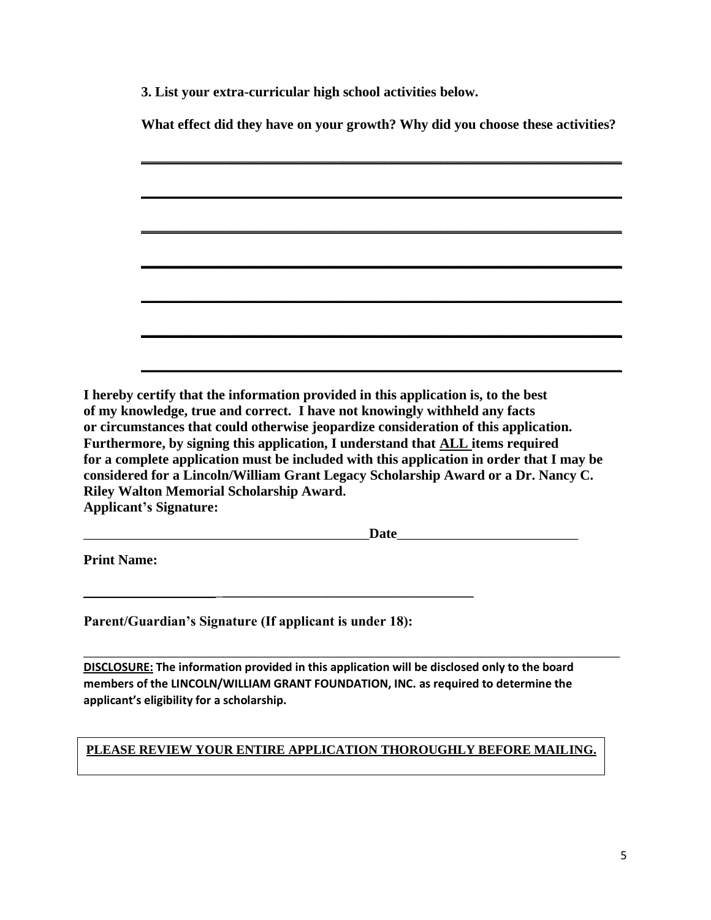**3. List your extra-curricular high school activities below.**

**What effect did they have on your growth? Why did you choose these activities?**

\_\_\_\_\_\_\_\_\_\_\_\_\_\_\_\_\_\_\_\_\_\_\_\_\_\_\_\_\_\_\_\_\_\_\_\_\_\_\_\_\_\_\_\_\_\_\_\_\_\_\_\_\_\_\_\_\_\_\_\_

\_\_\_\_\_\_\_\_\_\_\_\_\_\_\_\_\_\_\_\_\_\_\_\_\_\_\_\_\_\_\_\_\_\_\_\_\_\_\_\_\_\_\_\_\_\_\_\_\_\_\_\_\_\_\_\_\_\_\_\_

\_\_\_\_\_\_\_\_\_\_\_\_\_\_\_\_\_\_\_\_\_\_\_\_\_\_\_\_\_\_\_\_\_\_\_\_\_\_\_\_\_\_\_\_\_\_\_\_\_\_\_\_\_\_\_\_\_\_\_\_

\_\_\_\_\_\_\_\_\_\_\_\_\_\_\_\_\_\_\_\_\_\_\_\_\_\_\_\_\_\_\_\_\_\_\_\_\_\_\_\_\_\_\_\_\_\_\_\_\_\_\_\_\_\_\_\_\_\_\_\_

\_\_\_\_\_\_\_\_\_\_\_\_\_\_\_\_\_\_\_\_\_\_\_\_\_\_\_\_\_\_\_\_\_\_\_\_\_\_\_\_\_\_\_\_\_\_\_\_\_\_\_\_\_\_\_\_\_\_\_\_

\_\_\_\_\_\_\_\_\_\_\_\_\_\_\_\_\_\_\_\_\_\_\_\_\_\_\_\_\_\_\_\_\_\_\_\_\_\_\_\_\_\_\_\_\_\_\_\_\_\_\_\_\_\_\_\_\_\_\_\_

\_\_\_\_\_\_\_\_\_\_\_\_\_\_\_\_\_\_\_\_\_\_\_\_\_\_\_\_\_\_\_\_\_\_\_\_\_\_\_\_\_\_\_\_\_\_\_\_\_\_\_\_\_\_\_\_\_\_\_\_

**I hereby certify that the information provided in this application is, to the best of my knowledge, true and correct. I have not knowingly withheld any facts or circumstances that could otherwise jeopardize consideration of this application. Furthermore, by signing this application, I understand that <u>ALL</u> items required for a complete application must be included with this application in order that I may be considered for a Lincoln/William Grant Legacy Scholarship Award or a Dr. Nancy C. Riley Walton Memorial Scholarship Award.**

**Applicant's Signature:**

\_\_\_\_\_\_\_\_\_\_\_\_\_\_\_\_\_\_\_\_\_\_\_\_\_\_\_\_\_\_\_\_\_\_\_\_\_\_\_\_\_\_\_\_**Date**\_\_\_\_\_\_\_\_\_\_\_\_\_\_\_\_\_\_\_\_\_\_\_\_\_\_\_

**Print Name:**

\_\_\_\_\_\_\_\_\_\_\_\_\_\_\_\_\_\_\_\_\_\_\_\_\_\_\_\_\_\_\_\_\_\_\_\_\_\_\_\_\_\_\_\_\_\_\_\_\_\_\_\_\_\_\_\_\_

**Parent/Guardian's Signature (If applicant is under 18):**

\_\_\_\_\_\_\_\_\_\_\_\_\_\_\_\_\_\_\_\_\_\_\_\_\_\_\_\_\_\_\_\_\_\_\_\_\_\_\_\_\_\_\_\_\_\_\_\_\_\_\_\_\_\_\_\_\_\_\_\_\_\_\_\_\_\_\_\_\_\_\_\_\_\_\_\_\_\_\_\_\_

**<u>DISCLOSURE:</u> The information provided in this application will be disclosed only to the board members of the LINCOLN/WILLIAM GRANT FOUNDATION, INC. as required to determine the applicant's eligibility for a scholarship.**

**<u>PLEASE REVIEW YOUR ENTIRE APPLICATION THOROUGHLY BEFORE MAILING.</u>**